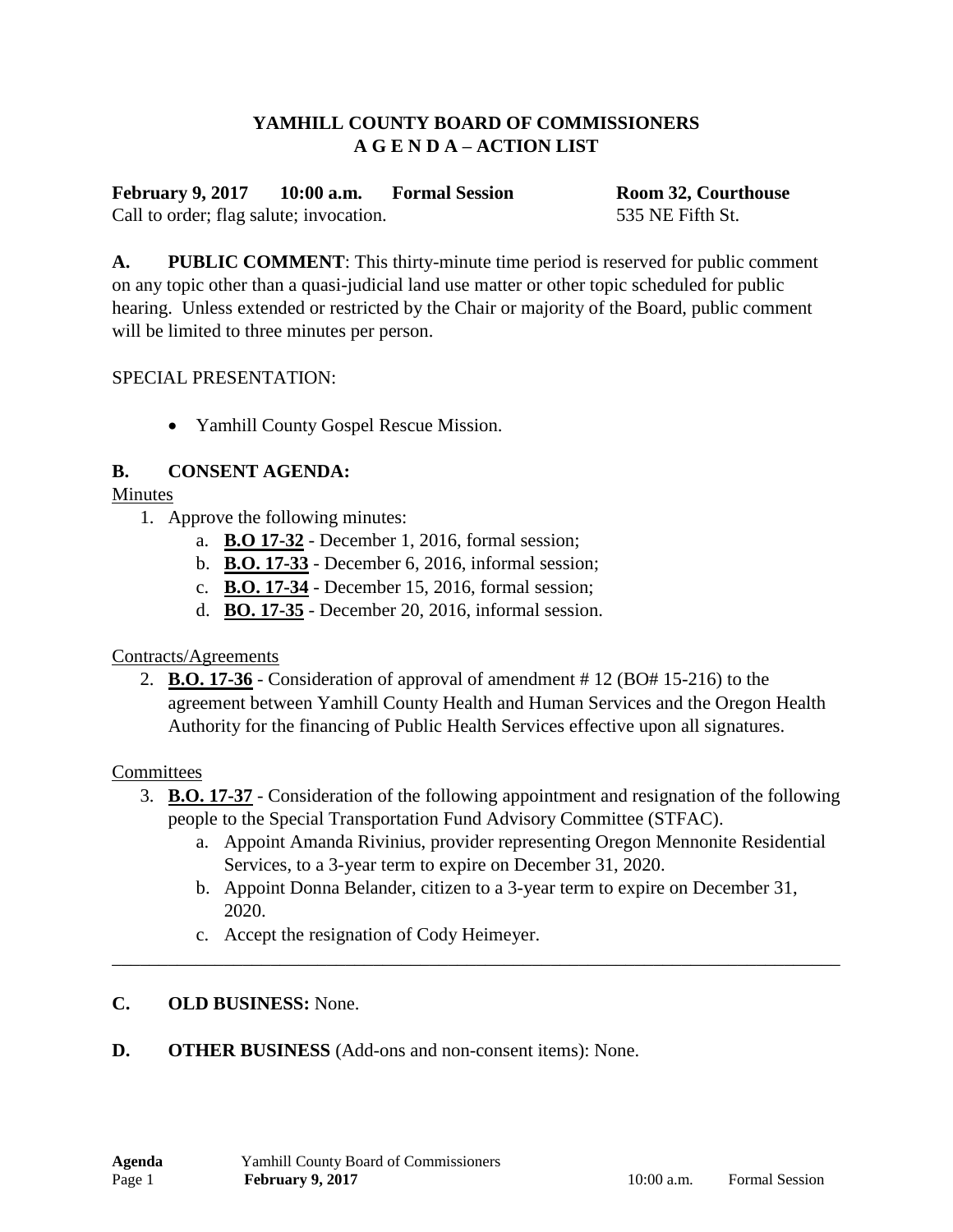**YAMHILL COUNTY BOARD OF COMMISSIONERS**
**A G E N D A – ACTION LIST**

**February 9, 2017 10:00 a.m. Formal Session** **Room 32, Courthouse**
Call to order; flag salute; invocation. 535 NE Fifth St.

**A. PUBLIC COMMENT**: This thirty-minute time period is reserved for public comment on any topic other than a quasi-judicial land use matter or other topic scheduled for public hearing. Unless extended or restricted by the Chair or majority of the Board, public comment will be limited to three minutes per person.

SPECIAL PRESENTATION:

- Yamhill County Gospel Rescue Mission.

**B. CONSENT AGENDA:**

Minutes

1. Approve the following minutes:
   a. **B.O 17-32** - December 1, 2016, formal session;
   b. **B.O. 17-33** - December 6, 2016, informal session;
   c. **B.O. 17-34** - December 15, 2016, formal session;
   d. **BO. 17-35** - December 20, 2016, informal session.

Contracts/Agreements

2. **B.O. 17-36** - Consideration of approval of amendment # 12 (BO# 15-216) to the agreement between Yamhill County Health and Human Services and the Oregon Health Authority for the financing of Public Health Services effective upon all signatures.

Committees

3. **B.O. 17-37** - Consideration of the following appointment and resignation of the following people to the Special Transportation Fund Advisory Committee (STFAC).
   a. Appoint Amanda Rivinius, provider representing Oregon Mennonite Residential Services, to a 3-year term to expire on December 31, 2020.
   b. Appoint Donna Belander, citizen to a 3-year term to expire on December 31, 2020.
   c. Accept the resignation of Cody Heimeyer.

---

**C. OLD BUSINESS:** None.

**D. OTHER BUSINESS** (Add-ons and non-consent items): None.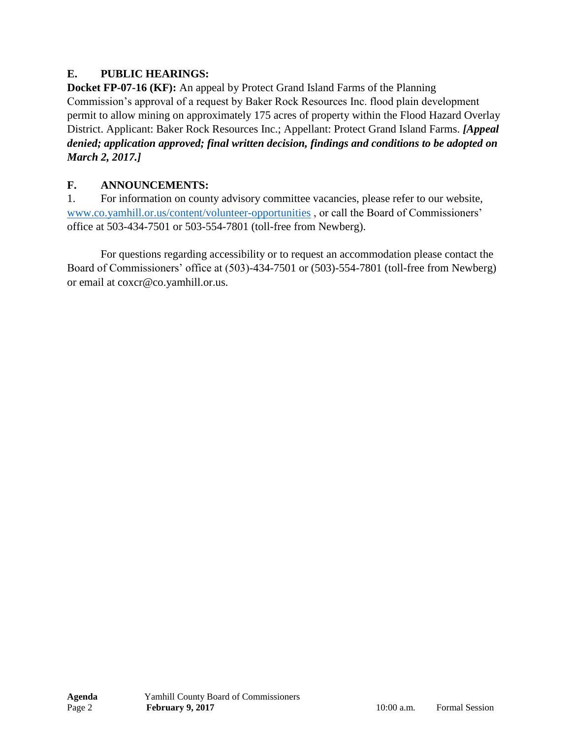## E. PUBLIC HEARINGS:

**Docket FP-07-16 (KF):** An appeal by Protect Grand Island Farms of the Planning Commission's approval of a request by Baker Rock Resources Inc. flood plain development permit to allow mining on approximately 175 acres of property within the Flood Hazard Overlay District. Applicant: Baker Rock Resources Inc.; Appellant: Protect Grand Island Farms. ***[Appeal denied; application approved; final written decision, findings and conditions to be adopted on March 2, 2017.]***

## F. ANNOUNCEMENTS:

1. For information on county advisory committee vacancies, please refer to our website, [www.co.yamhill.or.us/content/volunteer-opportunities](http://www.co.yamhill.or.us/content/volunteer-opportunities) , or call the Board of Commissioners' office at 503-434-7501 or 503-554-7801 (toll-free from Newberg).

For questions regarding accessibility or to request an accommodation please contact the Board of Commissioners' office at (503)-434-7501 or (503)-554-7801 (toll-free from Newberg) or email at coxcr@co.yamhill.or.us.